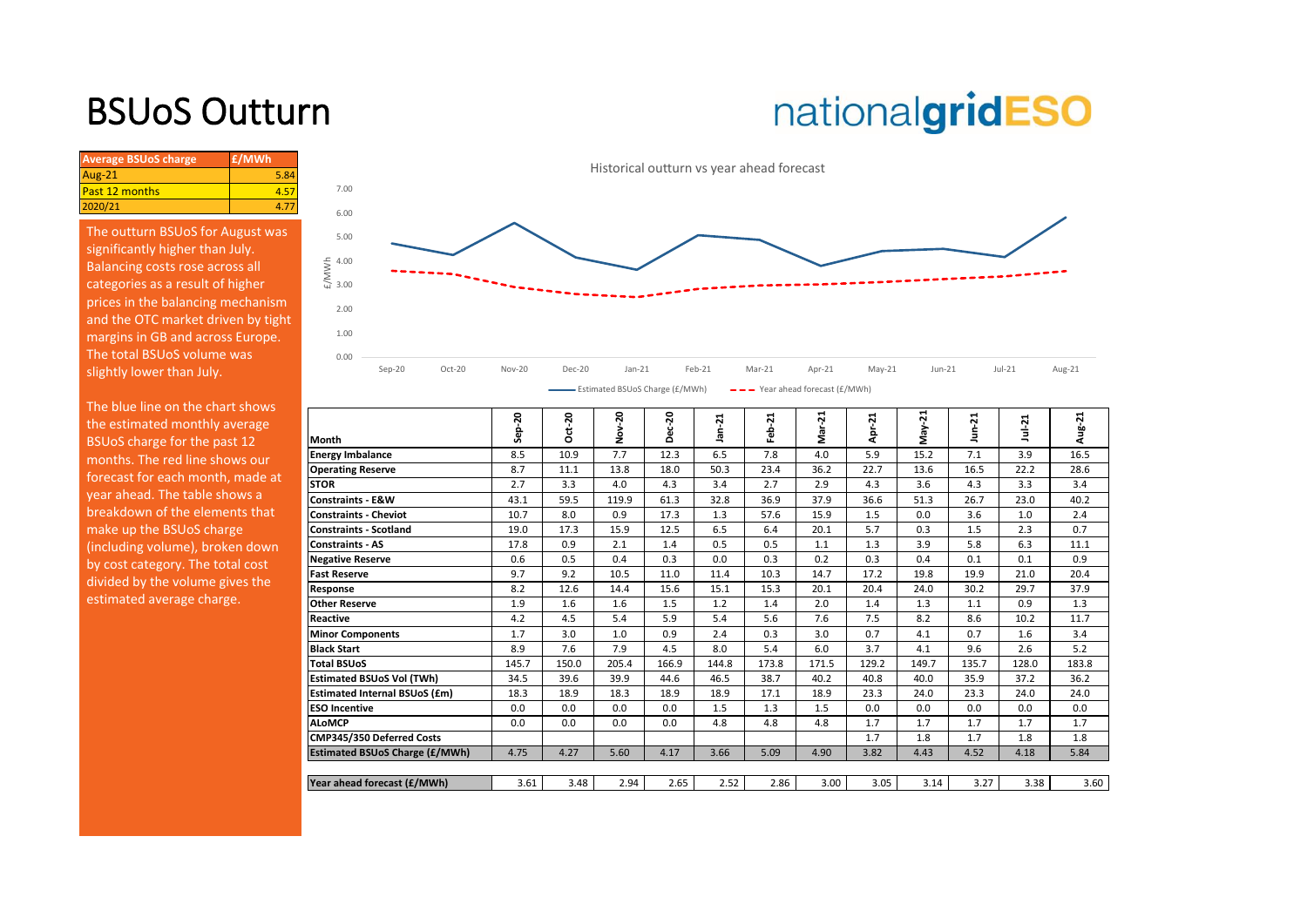# BSUoS Outturn

nationalgridESO

| Average BSUoS charge | £/MWh |
|---|---|
| Aug-21 | 5.84 |
| Past 12 months | 4.57 |
| 2020/21 | 4.77 |

The outturn BSUoS for August was significantly higher than July. Balancing costs rose across all categories as a result of higher prices in the balancing mechanism and the OTC market driven by tight margins in GB and across Europe. The total BSUoS volume was slightly lower than July.

The blue line on the chart shows the estimated monthly average BSUoS charge for the past 12 months. The red line shows our forecast for each month, made at year ahead. The table shows a breakdown of the elements that make up the BSUoS charge (including volume), broken down by cost category. The total cost divided by the volume gives the estimated average charge.

Historical outturn vs year ahead forecast

| Month | Sep-20 | Oct-20 | Nov-20 | Dec-20 | Jan-21 | Feb-21 | Mar-21 | Apr-21 | May-21 | Jun-21 | Jul-21 | Aug-21 |
|---|---|---|---|---|---|---|---|---|---|---|---|---|
| Energy Imbalance | 8.5 | 10.9 | 7.7 | 12.3 | 6.5 | 7.8 | 4.0 | 5.9 | 15.2 | 7.1 | 3.9 | 16.5 |
| Operating Reserve | 8.7 | 11.1 | 13.8 | 18.0 | 50.3 | 23.4 | 36.2 | 22.7 | 13.6 | 16.5 | 22.2 | 28.6 |
| STOR | 2.7 | 3.3 | 4.0 | 4.3 | 3.4 | 2.7 | 2.9 | 4.3 | 3.6 | 4.3 | 3.3 | 3.4 |
| Constraints - E&W | 43.1 | 59.5 | 119.9 | 61.3 | 32.8 | 36.9 | 37.9 | 36.6 | 51.3 | 26.7 | 23.0 | 40.2 |
| Constraints - Cheviot | 10.7 | 8.0 | 0.9 | 17.3 | 1.3 | 57.6 | 15.9 | 1.5 | 0.0 | 3.6 | 1.0 | 2.4 |
| Constraints - Scotland | 19.0 | 17.3 | 15.9 | 12.5 | 6.5 | 6.4 | 20.1 | 5.7 | 0.3 | 1.5 | 2.3 | 0.7 |
| Constraints - AS | 17.8 | 0.9 | 2.1 | 1.4 | 0.5 | 0.5 | 1.1 | 1.3 | 3.9 | 5.8 | 6.3 | 11.1 |
| Negative Reserve | 0.6 | 0.5 | 0.4 | 0.3 | 0.0 | 0.3 | 0.2 | 0.3 | 0.4 | 0.1 | 0.1 | 0.9 |
| Fast Reserve | 9.7 | 9.2 | 10.5 | 11.0 | 11.4 | 10.3 | 14.7 | 17.2 | 19.8 | 19.9 | 21.0 | 20.4 |
| Response | 8.2 | 12.6 | 14.4 | 15.6 | 15.1 | 15.3 | 20.1 | 20.4 | 24.0 | 30.2 | 29.7 | 37.9 |
| Other Reserve | 1.9 | 1.6 | 1.6 | 1.5 | 1.2 | 1.4 | 2.0 | 1.4 | 1.3 | 1.1 | 0.9 | 1.3 |
| Reactive | 4.2 | 4.5 | 5.4 | 5.9 | 5.4 | 5.6 | 7.6 | 7.5 | 8.2 | 8.6 | 10.2 | 11.7 |
| Minor Components | 1.7 | 3.0 | 1.0 | 0.9 | 2.4 | 0.3 | 3.0 | 0.7 | 4.1 | 0.7 | 1.6 | 3.4 |
| Black Start | 8.9 | 7.6 | 7.9 | 4.5 | 8.0 | 5.4 | 6.0 | 3.7 | 4.1 | 9.6 | 2.6 | 5.2 |
| Total BSUoS | 145.7 | 150.0 | 205.4 | 166.9 | 144.8 | 173.8 | 171.5 | 129.2 | 149.7 | 135.7 | 128.0 | 183.8 |
| Estimated BSUoS Vol (TWh) | 34.5 | 39.6 | 39.9 | 44.6 | 46.5 | 38.7 | 40.2 | 40.8 | 40.0 | 35.9 | 37.2 | 36.2 |
| Estimated Internal BSUoS (£m) | 18.3 | 18.9 | 18.3 | 18.9 | 18.9 | 17.1 | 18.9 | 23.3 | 24.0 | 23.3 | 24.0 | 24.0 |
| ESO Incentive | 0.0 | 0.0 | 0.0 | 0.0 | 1.5 | 1.3 | 1.5 | 0.0 | 0.0 | 0.0 | 0.0 | 0.0 |
| ALoMCP | 0.0 | 0.0 | 0.0 | 0.0 | 4.8 | 4.8 | 4.8 | 1.7 | 1.7 | 1.7 | 1.7 | 1.7 |
| CMP345/350 Deferred Costs | | | | | | | | 1.7 | 1.8 | 1.7 | 1.8 | 1.8 |
| Estimated BSUoS Charge (£/MWh) | 4.75 | 4.27 | 5.60 | 4.17 | 3.66 | 5.09 | 4.90 | 3.82 | 4.43 | 4.52 | 4.18 | 5.84 |
| Year ahead forecast (£/MWh) | 3.61 | 3.48 | 2.94 | 2.65 | 2.52 | 2.86 | 3.00 | 3.05 | 3.14 | 3.27 | 3.38 | 3.60 |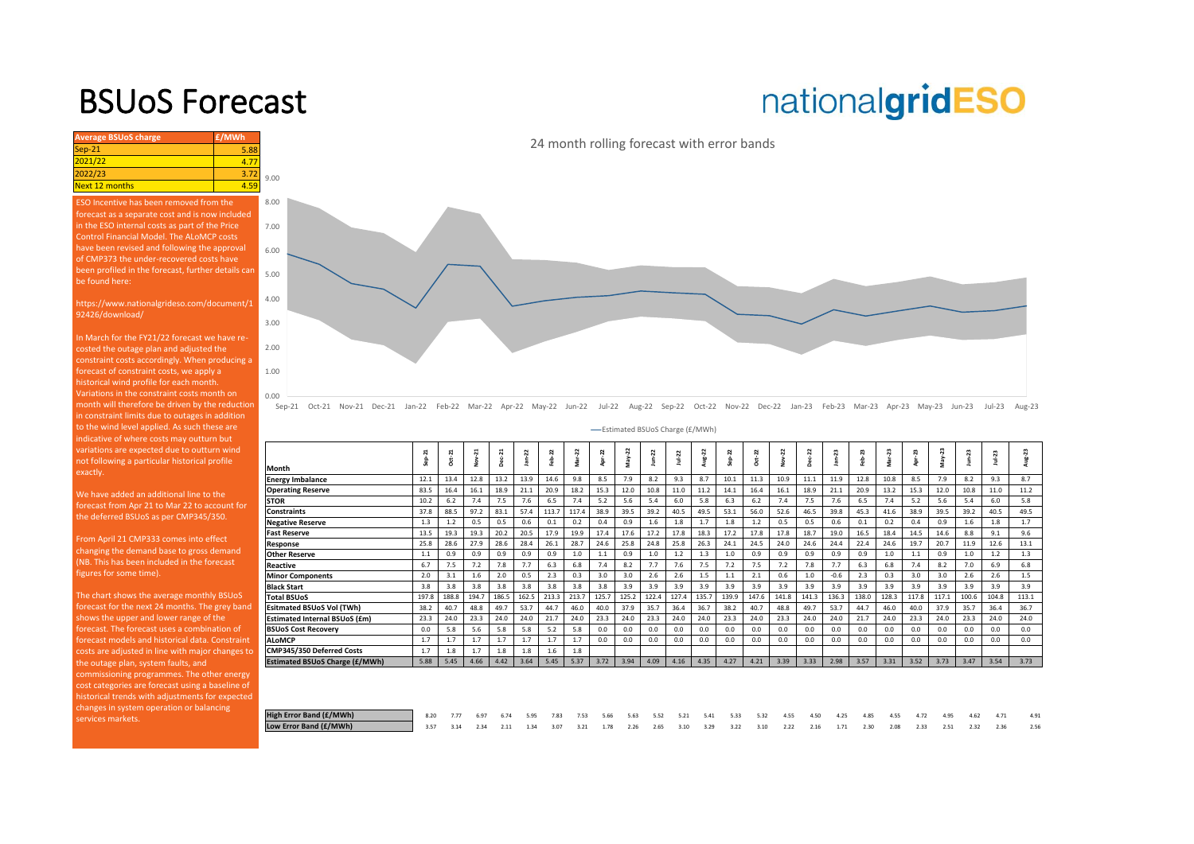# BSUoS Forecast

nationalgridESO

| Average BSUoS charge | £/MWh |
|---|---|
| Sep-21 | 5.88 |
| 2021/22 | 4.77 |
| 2022/23 | 3.72 |
| Next 12 months | 4.59 |

ESO Incentive has been removed from the forecast as a separate cost and is now included in the ESO internal costs as part of the Price Control Financial Model. The ALoMCP costs have been revised and following the approval of CMP373 the under-recovered costs have been profiled in the forecast, further details can be found here:

https://www.nationalgrideso.com/document/192426/download/

In March for the FY21/22 forecast we have re-costed the outage plan and adjusted the constraint costs accordingly. When producing a forecast of constraint costs, we apply a historical wind profile for each month. Variations in the constraint costs month on month will therefore be driven by the reduction in constraint limits due to outages in addition to the wind level applied. As such these are indicative of where costs may outturn but variations are expected due to outturn wind not following a particular historical profile exactly.

We have added an additional line to the forecast from Apr 21 to Mar 22 to account for the deferred BSUoS as per CMP345/350.

From April 21 CMP333 comes into effect changing the demand base to gross demand (NB. This has been included in the forecast figures for some time).

The chart shows the average monthly BSUoS forecast for the next 24 months. The grey band shows the upper and lower range of the forecast. The forecast uses a combination of forecast models and historical data. Constraint costs are adjusted in line with major changes to the outage plan, system faults, and commissioning programmes. The other energy cost categories are forecast using a baseline of historical trends with adjustments for expected changes in system operation or balancing services markets.

24 month rolling forecast with error bands

— Estimated BSUoS Charge (£/MWh)

| Month | Sep-21 | Oct-21 | Nov-21 | Dec-21 | Jan-22 | Feb-22 | Mar-22 | Apr-22 | May-22 | Jun-22 | Jul-22 | Aug-22 | Sep-22 | Oct-22 | Nov-22 | Dec-22 | Jan-23 | Feb-23 | Mar-23 | Apr-23 | May-23 | Jun-23 | Jul-23 | Aug-23 |
|---|---|---|---|---|---|---|---|---|---|---|---|---|---|---|---|---|---|---|---|---|---|---|---|---|
| Energy Imbalance | 12.1 | 13.4 | 12.8 | 13.2 | 13.9 | 14.6 | 9.8 | 8.5 | 7.9 | 8.2 | 9.3 | 8.7 | 10.1 | 11.3 | 10.9 | 11.1 | 11.9 | 12.8 | 10.8 | 8.5 | 7.9 | 8.2 | 9.3 | 8.7 |
| Operating Reserve | 83.5 | 16.4 | 16.1 | 18.9 | 21.1 | 20.9 | 18.2 | 15.3 | 12.0 | 10.8 | 11.0 | 11.2 | 14.1 | 16.4 | 16.1 | 18.9 | 21.1 | 20.9 | 13.2 | 15.3 | 12.0 | 10.8 | 11.0 | 11.2 |
| STOR | 10.2 | 6.2 | 7.4 | 7.5 | 7.6 | 6.5 | 7.4 | 5.2 | 5.6 | 5.4 | 6.0 | 5.8 | 6.3 | 6.2 | 7.4 | 7.5 | 7.6 | 6.5 | 7.4 | 5.2 | 5.6 | 5.4 | 6.0 | 5.8 |
| Constraints | 37.8 | 88.5 | 97.2 | 83.1 | 57.4 | 113.7 | 117.4 | 38.9 | 39.5 | 39.2 | 40.5 | 49.5 | 53.1 | 56.0 | 52.6 | 46.5 | 39.8 | 45.3 | 41.6 | 38.9 | 39.5 | 39.2 | 40.5 | 49.5 |
| Negative Reserve | 1.3 | 1.2 | 0.5 | 0.5 | 0.6 | 0.1 | 0.2 | 0.4 | 0.9 | 1.6 | 1.8 | 1.7 | 1.8 | 1.2 | 0.5 | 0.5 | 0.6 | 0.1 | 0.2 | 0.4 | 0.9 | 1.6 | 1.8 | 1.7 |
| Fast Reserve | 13.5 | 19.3 | 19.3 | 20.2 | 20.5 | 17.9 | 19.9 | 17.4 | 17.6 | 17.2 | 17.8 | 18.3 | 17.2 | 17.8 | 17.8 | 18.7 | 19.0 | 16.5 | 18.4 | 14.5 | 14.6 | 8.8 | 9.1 | 9.6 |
| Response | 25.8 | 28.6 | 27.9 | 28.6 | 28.4 | 26.1 | 28.7 | 24.6 | 25.8 | 24.8 | 25.8 | 26.3 | 24.1 | 24.5 | 24.0 | 24.6 | 24.4 | 22.4 | 24.6 | 19.7 | 20.7 | 11.9 | 12.6 | 13.1 |
| Other Reserve | 1.1 | 0.9 | 0.9 | 0.9 | 0.9 | 0.9 | 1.0 | 1.1 | 0.9 | 1.0 | 1.2 | 1.3 | 1.0 | 0.9 | 0.9 | 0.9 | 0.9 | 0.9 | 1.0 | 1.1 | 0.9 | 1.0 | 1.2 | 1.3 |
| Reactive | 6.7 | 7.5 | 7.2 | 7.8 | 7.7 | 6.3 | 6.8 | 7.4 | 8.2 | 7.7 | 7.6 | 7.5 | 7.2 | 7.5 | 7.2 | 7.8 | 7.7 | 6.3 | 6.8 | 7.4 | 8.2 | 7.0 | 6.9 | 6.8 |
| Minor Components | 2.0 | 3.1 | 1.6 | 2.0 | 0.5 | 2.3 | 0.3 | 3.0 | 3.0 | 2.6 | 2.6 | 1.5 | 1.1 | 2.1 | 0.6 | 1.0 | -0.6 | 2.3 | 0.3 | 3.0 | 3.0 | 2.6 | 2.6 | 1.5 |
| Black Start | 3.8 | 3.8 | 3.8 | 3.8 | 3.8 | 3.8 | 3.8 | 3.8 | 3.9 | 3.9 | 3.9 | 3.9 | 3.9 | 3.9 | 3.9 | 3.9 | 3.9 | 3.9 | 3.9 | 3.9 | 3.9 | 3.9 | 3.9 | 3.9 |
| Total BSUoS | 197.8 | 188.8 | 194.7 | 186.5 | 162.5 | 213.3 | 213.7 | 125.7 | 125.2 | 122.4 | 127.4 | 135.7 | 139.9 | 147.6 | 141.8 | 141.3 | 136.3 | 138.0 | 128.3 | 117.8 | 117.1 | 100.6 | 104.8 | 113.1 |
| Esitmated BSUoS Vol (TWh) | 38.2 | 40.7 | 48.8 | 49.7 | 53.7 | 44.7 | 46.0 | 40.0 | 37.9 | 35.7 | 36.4 | 36.7 | 38.2 | 40.7 | 48.8 | 49.7 | 53.7 | 44.7 | 46.0 | 40.0 | 37.9 | 35.7 | 36.4 | 36.7 |
| Estimated Internal BSUoS (£m) | 23.3 | 24.0 | 23.3 | 24.0 | 24.0 | 21.7 | 24.0 | 23.3 | 24.0 | 23.3 | 24.0 | 24.0 | 23.3 | 24.0 | 23.3 | 24.0 | 24.0 | 21.7 | 24.0 | 23.3 | 24.0 | 23.3 | 24.0 | 24.0 |
| BSUoS Cost Recovery | 0.0 | 5.8 | 5.6 | 5.8 | 5.8 | 5.2 | 5.8 | 0.0 | 0.0 | 0.0 | 0.0 | 0.0 | 0.0 | 0.0 | 0.0 | 0.0 | 0.0 | 0.0 | 0.0 | 0.0 | 0.0 | 0.0 | 0.0 | 0.0 |
| ALoMCP | 1.7 | 1.7 | 1.7 | 1.7 | 1.7 | 1.7 | 1.7 | 0.0 | 0.0 | 0.0 | 0.0 | 0.0 | 0.0 | 0.0 | 0.0 | 0.0 | 0.0 | 0.0 | 0.0 | 0.0 | 0.0 | 0.0 | 0.0 | 0.0 |
| CMP345/350 Deferred Costs | 1.7 | 1.8 | 1.7 | 1.8 | 1.8 | 1.6 | 1.8 | | | | | | | | | | | | | | | | | |
| Estimated BSUoS Charge (£/MWh) | 5.88 | 5.45 | 4.66 | 4.42 | 3.64 | 5.45 | 5.37 | 3.72 | 3.94 | 4.09 | 4.16 | 4.35 | 4.27 | 4.21 | 3.39 | 3.33 | 2.98 | 3.57 | 3.31 | 3.52 | 3.73 | 3.47 | 3.54 | 3.73 |
| High Error Band (£/MWh) | 8.20 | 7.77 | 6.97 | 6.74 | 5.95 | 7.83 | 7.53 | 5.66 | 5.63 | 5.52 | 5.21 | 5.41 | 5.33 | 5.32 | 4.55 | 4.50 | 4.25 | 4.85 | 4.55 | 4.72 | 4.95 | 4.62 | 4.71 | 4.91 |
| Low Error Band (£/MWh) | 3.57 | 3.14 | 2.34 | 2.11 | 1.34 | 3.07 | 3.21 | 1.78 | 2.26 | 2.65 | 3.10 | 3.29 | 3.22 | 3.10 | 2.22 | 2.16 | 1.71 | 2.30 | 2.08 | 2.33 | 2.51 | 2.32 | 2.36 | 2.56 |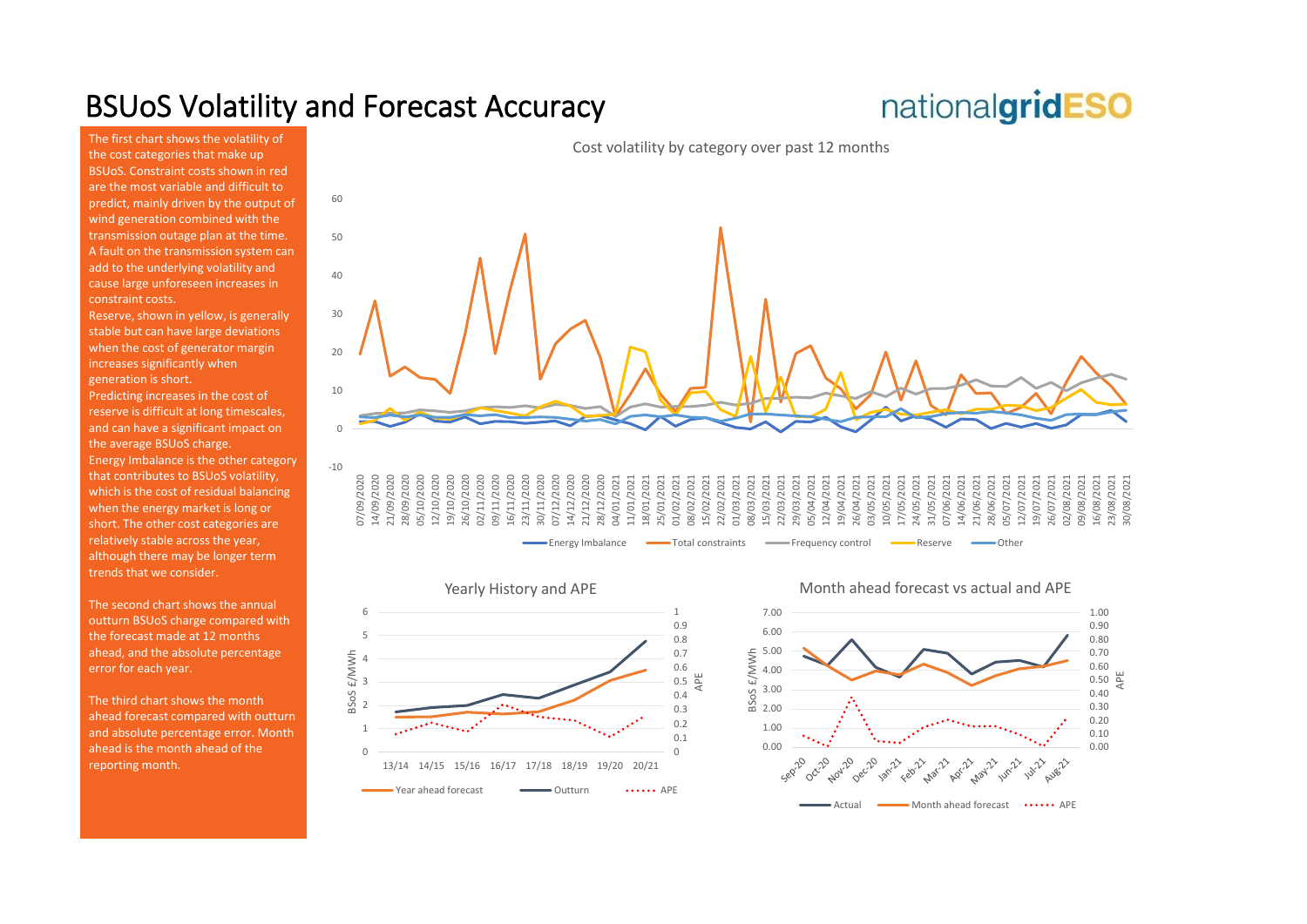# BSUoS Volatility and Forecast Accuracy

nationalgridESO

The first chart shows the volatility of the cost categories that make up BSUoS. Constraint costs shown in red are the most variable and difficult to predict, mainly driven by the output of wind generation combined with the transmission outage plan at the time. A fault on the transmission system can add to the underlying volatility and cause large unforeseen increases in constraint costs.

Reserve, shown in yellow, is generally stable but can have large deviations when the cost of generator margin increases significantly when generation is short.

Predicting increases in the cost of reserve is difficult at long timescales, and can have a significant impact on the average BSUoS charge.

Energy Imbalance is the other category that contributes to BSUoS volatility, which is the cost of residual balancing when the energy market is long or short. The other cost categories are relatively stable across the year, although there may be longer term trends that we consider.

The second chart shows the annual outturn BSUoS charge compared with the forecast made at 12 months ahead, and the absolute percentage error for each year.

The third chart shows the month ahead forecast compared with outturn and absolute percentage error. Month ahead is the month ahead of the reporting month.

Cost volatility by category over past 12 months

60
50
40
30
20
10
0
-10

07/09/2020 14/09/2020 21/09/2020 28/09/2020 05/10/2020 12/10/2020 19/10/2020 26/10/2020 02/11/2020 09/11/2020 16/11/2020 23/11/2020 30/11/2020 07/12/2020 14/12/2020 21/12/2020 28/12/2020 04/01/2021 11/01/2021 18/01/2021 25/01/2021 01/02/2021 08/02/2021 15/02/2021 22/02/2021 01/03/2021 08/03/2021 15/03/2021 22/03/2021 29/03/2021 05/04/2021 12/04/2021 19/04/2021 26/04/2021 03/05/2021 10/05/2021 17/05/2021 24/05/2021 31/05/2021 07/06/2021 14/06/2021 21/06/2021 28/06/2021 05/07/2021 12/07/2021 19/07/2021 26/07/2021 02/08/2021 09/08/2021 16/08/2021 23/08/2021 30/08/2021

Energy Imbalance — Total constraints — Frequency control — Reserve — Other

Yearly History and APE

BSoS £/MWh: 0 1 2 3 4 5 6
APE: 0 0.1 0.2 0.3 0.4 0.5 0.6 0.7 0.8 0.9 1

13/14 14/15 15/16 16/17 17/18 18/19 19/20 20/21

Year ahead forecast — Outturn — APE

Month ahead forecast vs actual and APE

BSoS £/MWh: 0.00 1.00 2.00 3.00 4.00 5.00 6.00 7.00
APE: 0.00 0.10 0.20 0.30 0.40 0.50 0.60 0.70 0.80 0.90 1.00

Sep-20 Oct-20 Nov-20 Dec-20 Jan-21 Feb-21 Mar-21 Apr-21 May-21 Jun-21 Jul-21 Aug-21

Actual — Month ahead forecast — APE